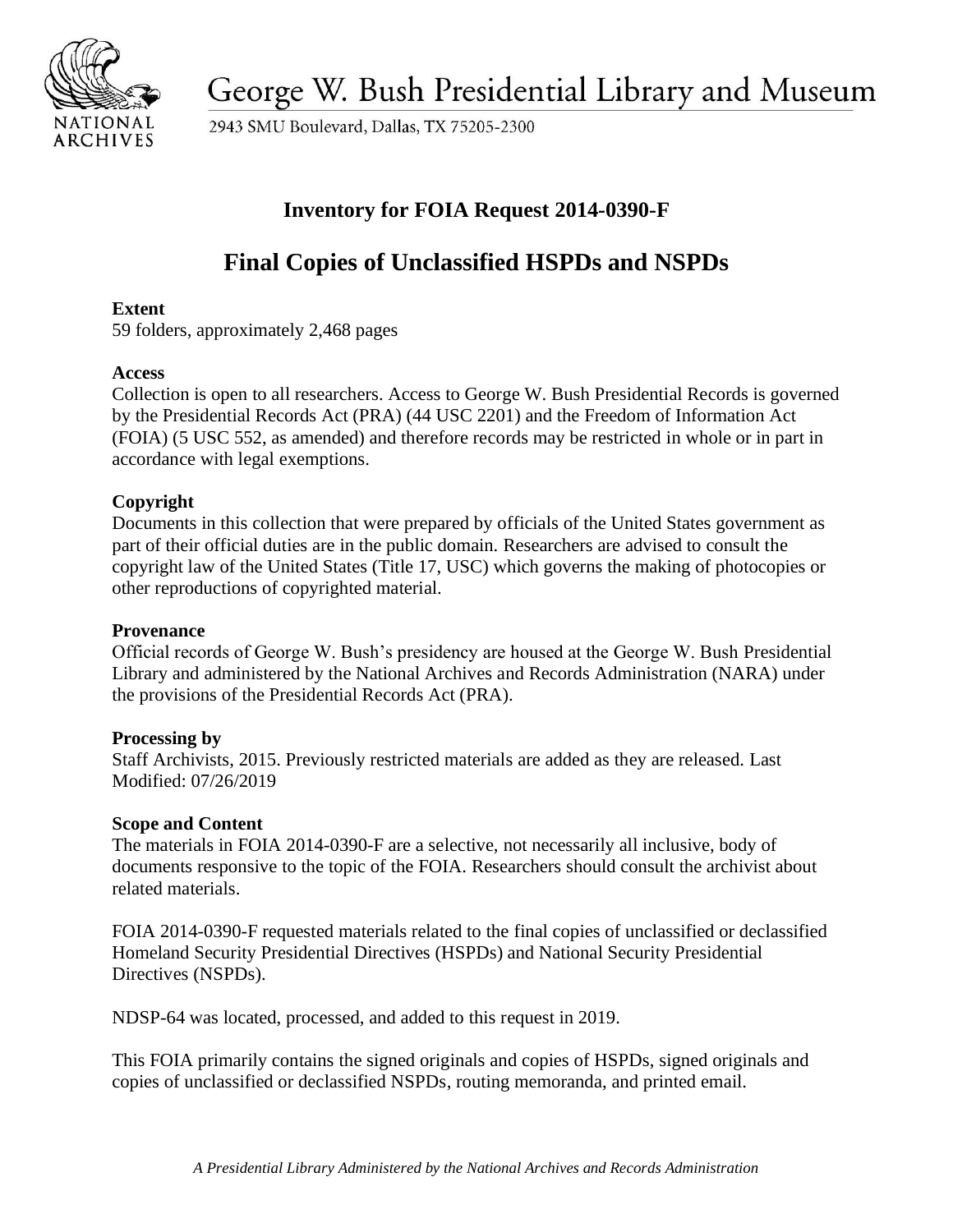George W. Bush Presidential Library and Museum

2943 SMU Boulevard, Dallas, TX 75205-2300

# Inventory for FOIA Request 2014-0390-F

# Final Copies of Unclassified HSPDs and NSPDs

**Extent**
59 folders, approximately 2,468 pages

**Access**
Collection is open to all researchers. Access to George W. Bush Presidential Records is governed by the Presidential Records Act (PRA) (44 USC 2201) and the Freedom of Information Act (FOIA) (5 USC 552, as amended) and therefore records may be restricted in whole or in part in accordance with legal exemptions.

**Copyright**
Documents in this collection that were prepared by officials of the United States government as part of their official duties are in the public domain. Researchers are advised to consult the copyright law of the United States (Title 17, USC) which governs the making of photocopies or other reproductions of copyrighted material.

**Provenance**
Official records of George W. Bush's presidency are housed at the George W. Bush Presidential Library and administered by the National Archives and Records Administration (NARA) under the provisions of the Presidential Records Act (PRA).

**Processing by**
Staff Archivists, 2015. Previously restricted materials are added as they are released. Last Modified: 07/26/2019

**Scope and Content**
The materials in FOIA 2014-0390-F are a selective, not necessarily all inclusive, body of documents responsive to the topic of the FOIA. Researchers should consult the archivist about related materials.

FOIA 2014-0390-F requested materials related to the final copies of unclassified or declassified Homeland Security Presidential Directives (HSPDs) and National Security Presidential Directives (NSPDs).

NDSP-64 was located, processed, and added to this request in 2019.

This FOIA primarily contains the signed originals and copies of HSPDs, signed originals and copies of unclassified or declassified NSPDs, routing memoranda, and printed email.

*A Presidential Library Administered by the National Archives and Records Administration*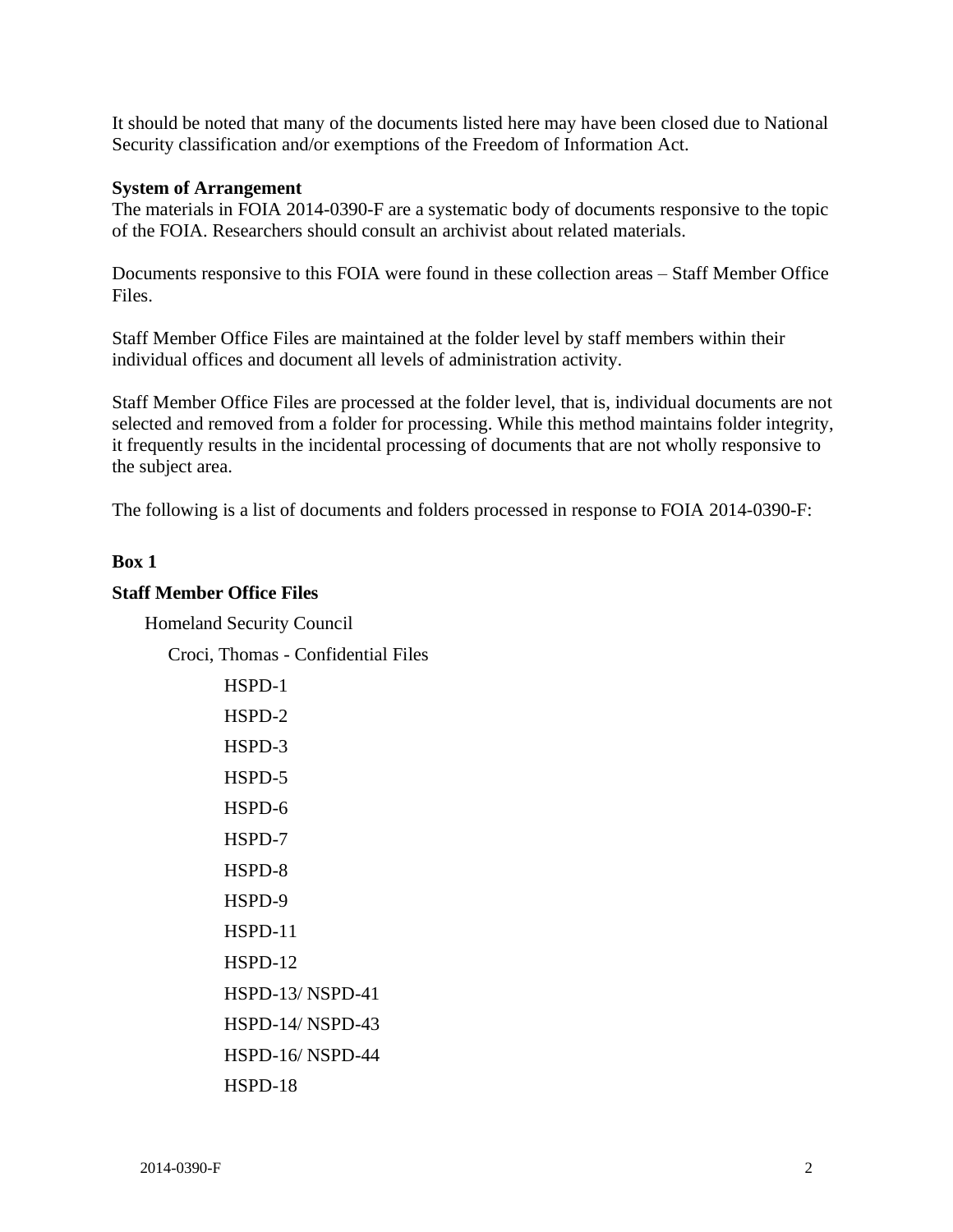It should be noted that many of the documents listed here may have been closed due to National Security classification and/or exemptions of the Freedom of Information Act.

**System of Arrangement**
The materials in FOIA 2014-0390-F are a systematic body of documents responsive to the topic of the FOIA. Researchers should consult an archivist about related materials.

Documents responsive to this FOIA were found in these collection areas – Staff Member Office Files.

Staff Member Office Files are maintained at the folder level by staff members within their individual offices and document all levels of administration activity.

Staff Member Office Files are processed at the folder level, that is, individual documents are not selected and removed from a folder for processing. While this method maintains folder integrity, it frequently results in the incidental processing of documents that are not wholly responsive to the subject area.

The following is a list of documents and folders processed in response to FOIA 2014-0390-F:

**Box 1**

**Staff Member Office Files**

- Homeland Security Council
  - Croci, Thomas - Confidential Files
    - HSPD-1
    - HSPD-2
    - HSPD-3
    - HSPD-5
    - HSPD-6
    - HSPD-7
    - HSPD-8
    - HSPD-9
    - HSPD-11
    - HSPD-12
    - HSPD-13/ NSPD-41
    - HSPD-14/ NSPD-43
    - HSPD-16/ NSPD-44
    - HSPD-18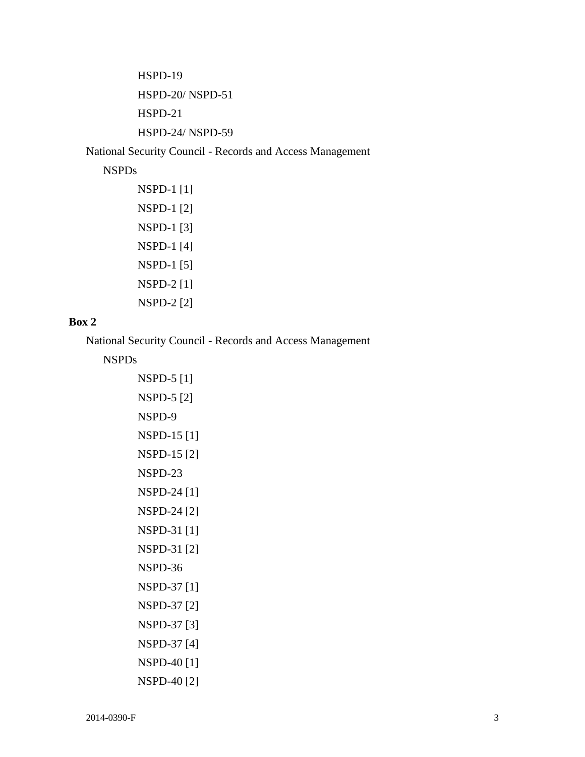HSPD-19

HSPD-20/ NSPD-51

HSPD-21

HSPD-24/ NSPD-59

National Security Council - Records and Access Management

NSPDs

NSPD-1 [1]

NSPD-1 [2]

NSPD-1 [3]

NSPD-1 [4]

NSPD-1 [5]

NSPD-2 [1]

NSPD-2 [2]

**Box 2**

National Security Council - Records and Access Management

NSPDs

NSPD-5 [1]

NSPD-5 [2]

NSPD-9

NSPD-15 [1]

NSPD-15 [2]

NSPD-23

NSPD-24 [1]

NSPD-24 [2]

NSPD-31 [1]

NSPD-31 [2]

NSPD-36

NSPD-37 [1]

NSPD-37 [2]

NSPD-37 [3]

NSPD-37 [4]

NSPD-40 [1]

NSPD-40 [2]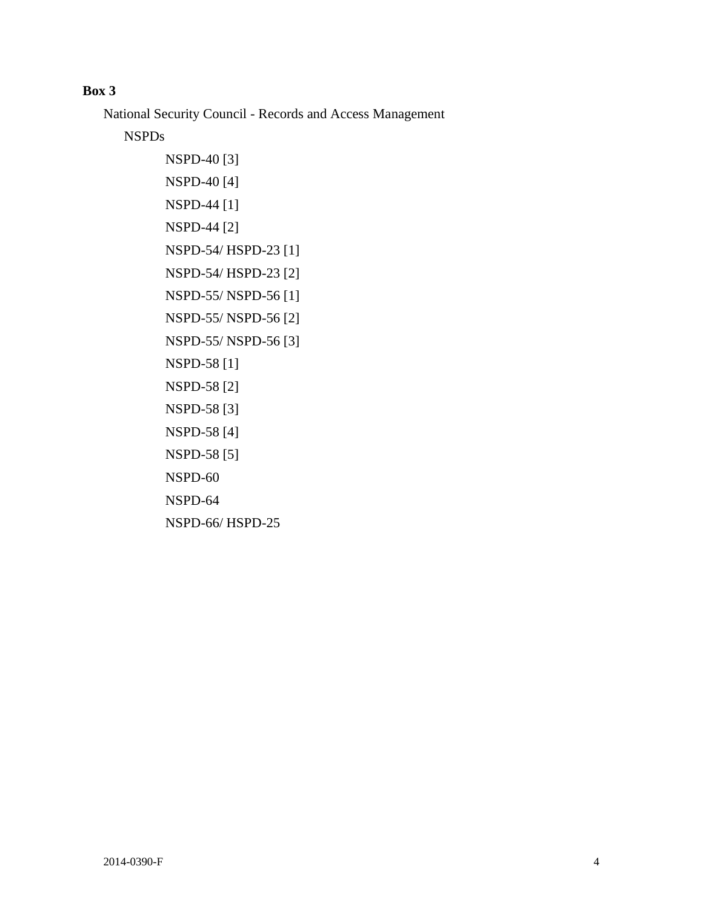**Box 3**

National Security Council - Records and Access Management

- NSPDs
  - NSPD-40 [3]
  - NSPD-40 [4]
  - NSPD-44 [1]
  - NSPD-44 [2]
  - NSPD-54/ HSPD-23 [1]
  - NSPD-54/ HSPD-23 [2]
  - NSPD-55/ NSPD-56 [1]
  - NSPD-55/ NSPD-56 [2]
  - NSPD-55/ NSPD-56 [3]
  - NSPD-58 [1]
  - NSPD-58 [2]
  - NSPD-58 [3]
  - NSPD-58 [4]
  - NSPD-58 [5]
  - NSPD-60
  - NSPD-64
  - NSPD-66/ HSPD-25